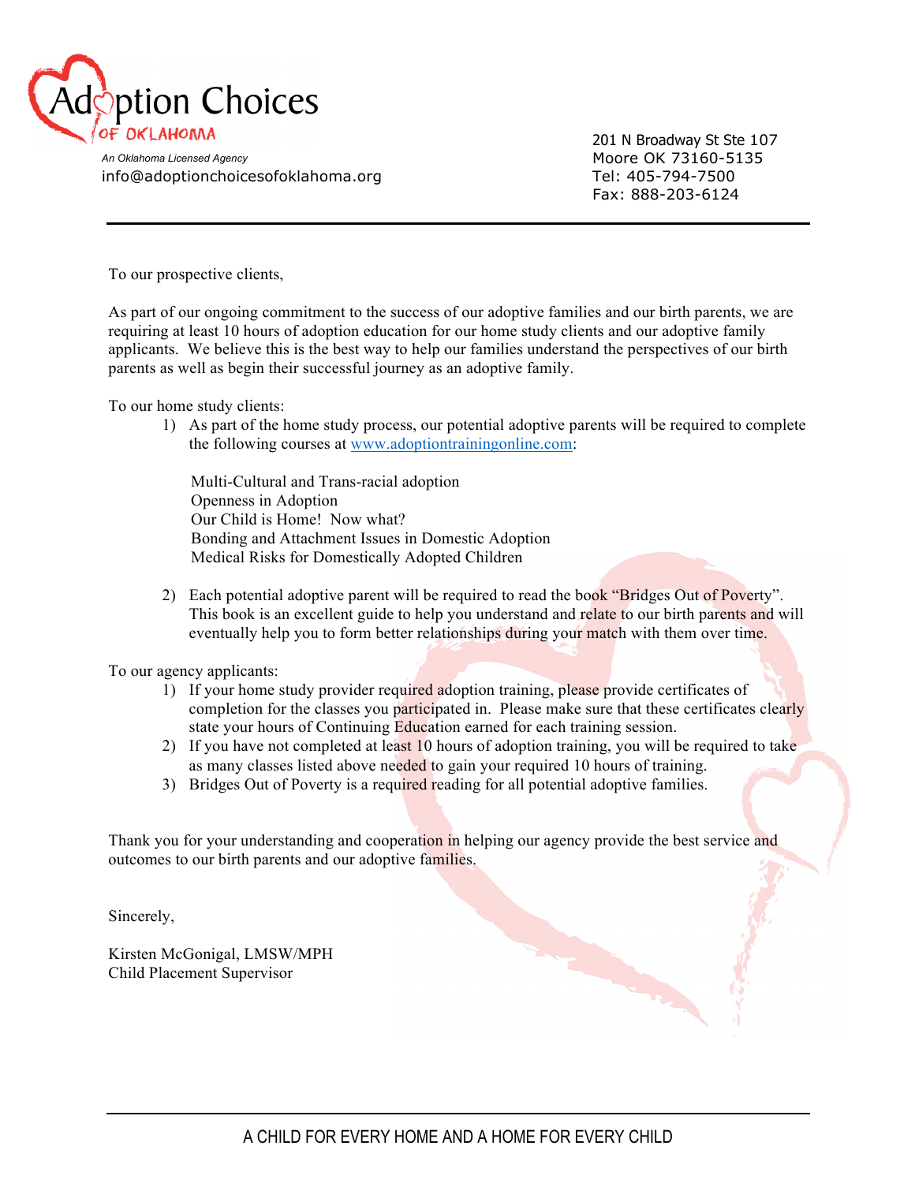# Adoption Choices of Oklahoma

*An Oklahoma Licensed Agency*
info@adoptionchoicesofoklahoma.org

201 N Broadway St Ste 107
Moore OK 73160-5135
Tel: 405-794-7500
Fax: 888-203-6124

---

To our prospective clients,

As part of our ongoing commitment to the success of our adoptive families and our birth parents, we are requiring at least 10 hours of adoption education for our home study clients and our adoptive family applicants. We believe this is the best way to help our families understand the perspectives of our birth parents as well as begin their successful journey as an adoptive family.

To our home study clients:

1) As part of the home study process, our potential adoptive parents will be required to complete the following courses at [www.adoptiontrainingonline.com](http://www.adoptiontrainingonline.com):

   Multi-Cultural and Trans-racial adoption
   Openness in Adoption
   Our Child is Home! Now what?
   Bonding and Attachment Issues in Domestic Adoption
   Medical Risks for Domestically Adopted Children

2) Each potential adoptive parent will be required to read the book "Bridges Out of Poverty". This book is an excellent guide to help you understand and relate to our birth parents and will eventually help you to form better relationships during your match with them over time.

To our agency applicants:

1) If your home study provider required adoption training, please provide certificates of completion for the classes you participated in. Please make sure that these certificates clearly state your hours of Continuing Education earned for each training session.
2) If you have not completed at least 10 hours of adoption training, you will be required to take as many classes listed above needed to gain your required 10 hours of training.
3) Bridges Out of Poverty is a required reading for all potential adoptive families.

Thank you for your understanding and cooperation in helping our agency provide the best service and outcomes to our birth parents and our adoptive families.

Sincerely,

Kirsten McGonigal, LMSW/MPH
Child Placement Supervisor

---

A CHILD FOR EVERY HOME AND A HOME FOR EVERY CHILD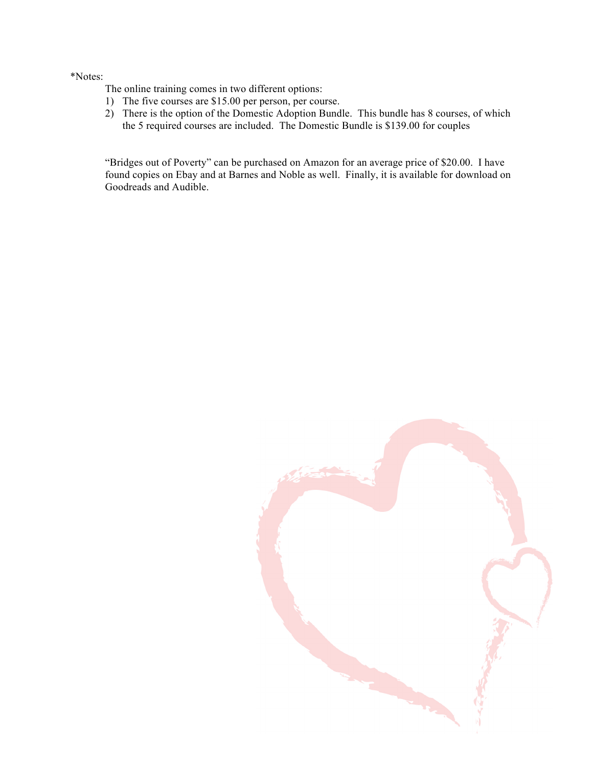*Notes:

The online training comes in two different options:

1) The five courses are $15.00 per person, per course.
2) There is the option of the Domestic Adoption Bundle. This bundle has 8 courses, of which the 5 required courses are included. The Domestic Bundle is $139.00 for couples

"Bridges out of Poverty" can be purchased on Amazon for an average price of $20.00. I have found copies on Ebay and at Barnes and Noble as well. Finally, it is available for download on Goodreads and Audible.